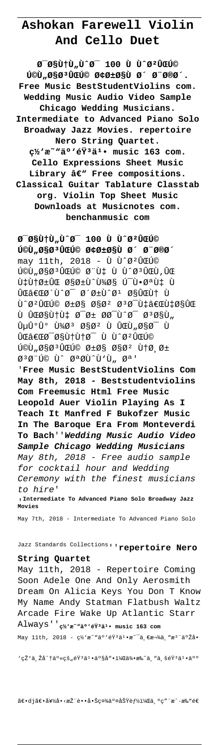# Ashokan Farewell Violin And Cello Duet

**Ø¯Ø§Ù†Ù„ÙˆØ¯ 100 Ù Ù˜Ø²ÛŒÚ© Ú©Ù„Ø§Ø³ÛŒÚ© Ø¢Ø±Ø§Ù Ø´ Ø¨Ø®Ø´. Free Music BestStudentViolins com. Wedding Music Audio Video Sample Chicago Wedding Musicians. Intermediate to Advanced Piano Solo Broadway Jazz Movies. repertoire Nero String Quartet. ç½'æ˜"äº'éŸ³ä¹• music 163 com. Cello Expressions Sheet Music Library â€" Free compositions. Classical Guitar Tablature Classtab org. Violin Top Sheet Music Downloads at Musicnotes com. benchanmusic com**

**Ø¯Ø§Ù†Ù„ÙˆØ¯ 100 Ù Ù˜Ø²ÛŒÚ© Ú©Ù„Ø§Ø³ÛŒÚ© Ø¢Ø±Ø§Ù Ø´ Ø¨Ø®Ø´**

may 11th, 2018 - Ù Ù˜Ø²ÛŒÚ© Ú©Ù„Ø§Ø³ÛŒÚ© Ø¨Ù‡ Ù Ù˜Ø³ÛŒÙ‚ÛŒ Ù‡Ù†Ø±ÛŒ Ø§Ø±ÙˆÙ¾Ø§ Ú¯ÙØªÙ‡ Ù ÛŒâ€ŒØ´ÙˆØ¯ Ø´Ø±ÙˆØ¹ Ø§ÛŒÙ† Ù Ù˜Ø²ÛŒÚ© Ø±Ø§ Ø§Ø² Ø³Ø¯Ù‡â€ŒÙ‡Ø§ÛŒ Ù ÛŒØ§Ù†Ù‡ Ø¯Ø± Ø­Ø¯ÙˆØ¯ Ø³Ø§Ù„ ÛµÛ°Û° Ù¾Ø³ Ø§Ø² Ù ÛŒÙ„Ø§Ø¯ Ù ÛŒâ€ŒØ¯Ø§Ù†Ù†Ø¯ Ù Ù˜Ø²ÛŒÚ© Ú©Ù„Ø§Ø³ÛŒÚ© Ø±Ø§ Ø§Ø² Ù†Ø¸Ø± Ø³Ø¨Ú© Ùˆ ØªØ­ÙˆÙ„ Øª'

'**Free Music BestStudentViolins Com**
**May 8th, 2018 - Beststudentviolins Com Freemusic Html Free Music Leopold Auer Violin Playing As I Teach It Manfred F Bukofzer Music In The Baroque Era From Monteverdi To Bach**''***Wedding Music Audio Video Sample Chicago Wedding Musicians***

*May 8th, 2018 - Free audio sample for cocktail hour and Wedding Ceremony with the finest musicians to hire*'

'**Intermediate To Advanced Piano Solo Broadway Jazz Movies**

May 7th, 2018 - Intermediate To Advanced Piano Solo Jazz Standards Collections''**repertoire Nero String Quartet**

May 11th, 2018 - Repertoire Coming Soon Adele One And Only Aerosmith Dream On Alicia Keys You Don T Know My Name Andy Statman Flatbush Waltz Arcade Fire Wake Up Atlantic Starr Always''**ç½'æ˜"äº'éŸ³ä¹• music 163 com**

May 11th, 2018 - ç½'æ˜"äº'éŸ³ä¹•æ˜¯ä¸€æ¬¾ä¸"æ³¨äºŽå'çŽ°ä¸Žåˆ†äº«çš„éŸ³ä¹•äº§å"•ï¼Œä¾•æ‰˜ä¸"ä¸šéŸ³ä¹•äººã€•djã€•å¥½å•‹æŽ¨è••å•Šç¤¾äº¤åŠŸèƒ½ï¼Œä¸ºç"¨æˆ·æ‰"é€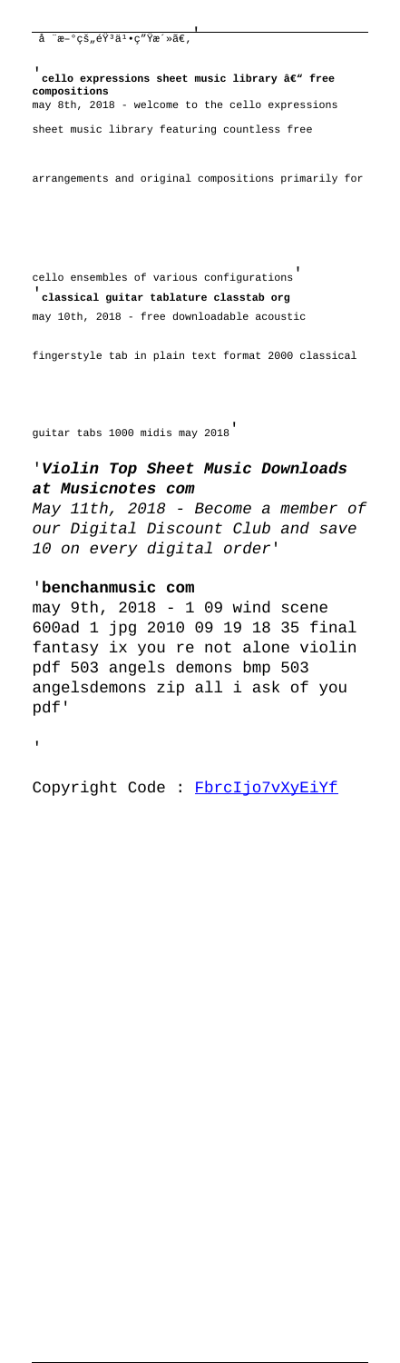å ¨æ–°çš„éŸ³ä¹•ç"Ÿæ´»ã€'

'**cello expressions sheet music library â€" free compositions**
may 8th, 2018 - welcome to the cello expressions sheet music library featuring countless free arrangements and original compositions primarily for cello ensembles of various configurations'

'**classical guitar tablature classtab org**
may 10th, 2018 - free downloadable acoustic fingerstyle tab in plain text format 2000 classical guitar tabs 1000 midis may 2018'

'***Violin Top Sheet Music Downloads at Musicnotes com***
*May 11th, 2018 - Become a member of our Digital Discount Club and save 10 on every digital order'*

'**benchanmusic com**
may 9th, 2018 - 1 09 wind scene 600ad 1 jpg 2010 09 19 18 35 final fantasy ix you re not alone violin pdf 503 angels demons bmp 503 angelsdemons zip all i ask of you pdf'

'

Copyright Code : FbrcIjo7vXyEiYf